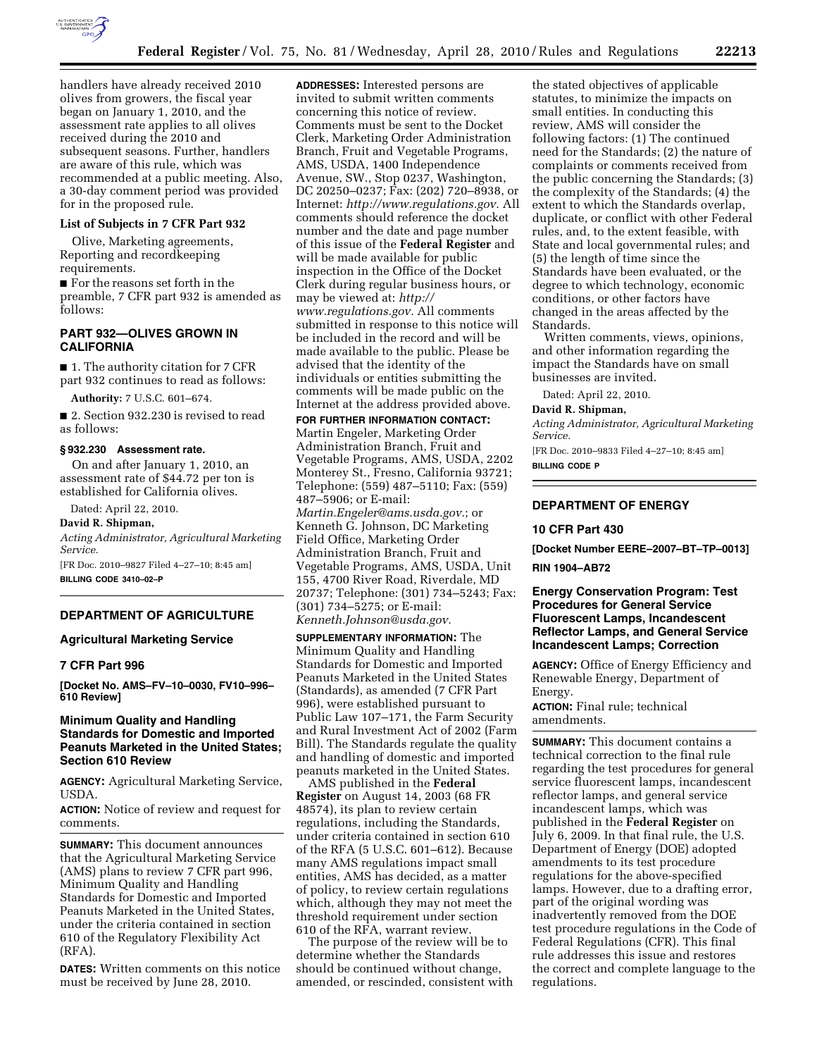handlers have already received 2010 olives from growers, the fiscal year began on January 1, 2010, and the assessment rate applies to all olives received during the 2010 and subsequent seasons. Further, handlers are aware of this rule, which was recommended at a public meeting. Also, a 30-day comment period was provided for in the proposed rule.

**List of Subjects in 7 CFR Part 932**

Olive, Marketing agreements, Reporting and recordkeeping requirements.

■ For the reasons set forth in the preamble, 7 CFR part 932 is amended as follows:

## PART 932—OLIVES GROWN IN CALIFORNIA

■ 1. The authority citation for 7 CFR part 932 continues to read as follows:

**Authority:** 7 U.S.C. 601–674.

■ 2. Section 932.230 is revised to read as follows:

**§ 932.230 Assessment rate.**

On and after January 1, 2010, an assessment rate of $44.72 per ton is established for California olives.

Dated: April 22, 2010.

**David R. Shipman,**

*Acting Administrator, Agricultural Marketing Service.*

[FR Doc. 2010–9827 Filed 4–27–10; 8:45 am]

**BILLING CODE 3410–02–P**

## DEPARTMENT OF AGRICULTURE

### Agricultural Marketing Service

### 7 CFR Part 996

**[Docket No. AMS–FV–10–0030, FV10–996–610 Review]**

### Minimum Quality and Handling Standards for Domestic and Imported Peanuts Marketed in the United States; Section 610 Review

**AGENCY:** Agricultural Marketing Service, USDA.

**ACTION:** Notice of review and request for comments.

**SUMMARY:** This document announces that the Agricultural Marketing Service (AMS) plans to review 7 CFR part 996, Minimum Quality and Handling Standards for Domestic and Imported Peanuts Marketed in the United States, under the criteria contained in section 610 of the Regulatory Flexibility Act (RFA).

**DATES:** Written comments on this notice must be received by June 28, 2010.

**ADDRESSES:** Interested persons are invited to submit written comments concerning this notice of review. Comments must be sent to the Docket Clerk, Marketing Order Administration Branch, Fruit and Vegetable Programs, AMS, USDA, 1400 Independence Avenue, SW., Stop 0237, Washington, DC 20250–0237; Fax: (202) 720–8938, or Internet: *http://www.regulations.gov.* All comments should reference the docket number and the date and page number of this issue of the **Federal Register** and will be made available for public inspection in the Office of the Docket Clerk during regular business hours, or may be viewed at: *http://www.regulations.gov.* All comments submitted in response to this notice will be included in the record and will be made available to the public. Please be advised that the identity of the individuals or entities submitting the comments will be made public on the Internet at the address provided above.

**FOR FURTHER INFORMATION CONTACT:** Martin Engeler, Marketing Order Administration Branch, Fruit and Vegetable Programs, AMS, USDA, 2202 Monterey St., Fresno, California 93721; Telephone: (559) 487–5110; Fax: (559) 487–5906; or E-mail: *Martin.Engeler@ams.usda.gov.*; or Kenneth G. Johnson, DC Marketing Field Office, Marketing Order Administration Branch, Fruit and Vegetable Programs, AMS, USDA, Unit 155, 4700 River Road, Riverdale, MD 20737; Telephone: (301) 734–5243; Fax: (301) 734–5275; or E-mail: *Kenneth.Johnson@usda.gov.*

**SUPPLEMENTARY INFORMATION:** The Minimum Quality and Handling Standards for Domestic and Imported Peanuts Marketed in the United States (Standards), as amended (7 CFR Part 996), were established pursuant to Public Law 107–171, the Farm Security and Rural Investment Act of 2002 (Farm Bill). The Standards regulate the quality and handling of domestic and imported peanuts marketed in the United States.

AMS published in the **Federal Register** on August 14, 2003 (68 FR 48574), its plan to review certain regulations, including the Standards, under criteria contained in section 610 of the RFA (5 U.S.C. 601–612). Because many AMS regulations impact small entities, AMS has decided, as a matter of policy, to review certain regulations which, although they may not meet the threshold requirement under section 610 of the RFA, warrant review.

The purpose of the review will be to determine whether the Standards should be continued without change, amended, or rescinded, consistent with the stated objectives of applicable statutes, to minimize the impacts on small entities. In conducting this review, AMS will consider the following factors: (1) The continued need for the Standards; (2) the nature of complaints or comments received from the public concerning the Standards; (3) the complexity of the Standards; (4) the extent to which the Standards overlap, duplicate, or conflict with other Federal rules, and, to the extent feasible, with State and local governmental rules; and (5) the length of time since the Standards have been evaluated, or the degree to which technology, economic conditions, or other factors have changed in the areas affected by the Standards.

Written comments, views, opinions, and other information regarding the impact the Standards have on small businesses are invited.

Dated: April 22, 2010.

**David R. Shipman,**

*Acting Administrator, Agricultural Marketing Service.*

[FR Doc. 2010–9833 Filed 4–27–10; 8:45 am]

**BILLING CODE P**

## DEPARTMENT OF ENERGY

### 10 CFR Part 430

**[Docket Number EERE–2007–BT–TP–0013]**

**RIN 1904–AB72**

### Energy Conservation Program: Test Procedures for General Service Fluorescent Lamps, Incandescent Reflector Lamps, and General Service Incandescent Lamps; Correction

**AGENCY:** Office of Energy Efficiency and Renewable Energy, Department of Energy.

**ACTION:** Final rule; technical amendments.

**SUMMARY:** This document contains a technical correction to the final rule regarding the test procedures for general service fluorescent lamps, incandescent reflector lamps, and general service incandescent lamps, which was published in the **Federal Register** on July 6, 2009. In that final rule, the U.S. Department of Energy (DOE) adopted amendments to its test procedure regulations for the above-specified lamps. However, due to a drafting error, part of the original wording was inadvertently removed from the DOE test procedure regulations in the Code of Federal Regulations (CFR). This final rule addresses this issue and restores the correct and complete language to the regulations.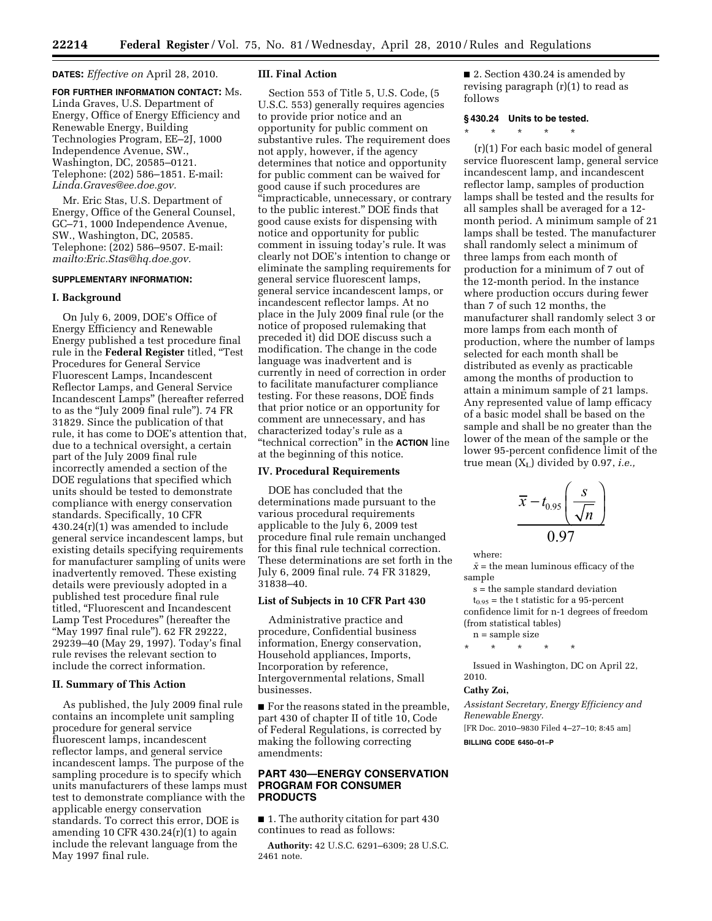**DATES:** *Effective on* April 28, 2010.

**FOR FURTHER INFORMATION CONTACT:** Ms. Linda Graves, U.S. Department of Energy, Office of Energy Efficiency and Renewable Energy, Building Technologies Program, EE–2J, 1000 Independence Avenue, SW., Washington, DC, 20585–0121. Telephone: (202) 586–1851. E-mail: *Linda.Graves@ee.doe.gov.*

Mr. Eric Stas, U.S. Department of Energy, Office of the General Counsel, GC–71, 1000 Independence Avenue, SW., Washington, DC, 20585. Telephone: (202) 586–9507. E-mail: *mailto:Eric.Stas@hq.doe.gov.*

**SUPPLEMENTARY INFORMATION:**

## I. Background

On July 6, 2009, DOE's Office of Energy Efficiency and Renewable Energy published a test procedure final rule in the **Federal Register** titled, "Test Procedures for General Service Fluorescent Lamps, Incandescent Reflector Lamps, and General Service Incandescent Lamps" (hereafter referred to as the "July 2009 final rule"). 74 FR 31829. Since the publication of that rule, it has come to DOE's attention that, due to a technical oversight, a certain part of the July 2009 final rule incorrectly amended a section of the DOE regulations that specified which units should be tested to demonstrate compliance with energy conservation standards. Specifically, 10 CFR 430.24(r)(1) was amended to include general service incandescent lamps, but existing details specifying requirements for manufacturer sampling of units were inadvertently removed. These existing details were previously adopted in a published test procedure final rule titled, "Fluorescent and Incandescent Lamp Test Procedures" (hereafter the "May 1997 final rule"). 62 FR 29222, 29239–40 (May 29, 1997). Today's final rule revises the relevant section to include the correct information.

## II. Summary of This Action

As published, the July 2009 final rule contains an incomplete unit sampling procedure for general service fluorescent lamps, incandescent reflector lamps, and general service incandescent lamps. The purpose of the sampling procedure is to specify which units manufacturers of these lamps must test to demonstrate compliance with the applicable energy conservation standards. To correct this error, DOE is amending 10 CFR 430.24(r)(1) to again include the relevant language from the May 1997 final rule.

## III. Final Action

Section 553 of Title 5, U.S. Code, (5 U.S.C. 553) generally requires agencies to provide prior notice and an opportunity for public comment on substantive rules. The requirement does not apply, however, if the agency determines that notice and opportunity for public comment can be waived for good cause if such procedures are "impracticable, unnecessary, or contrary to the public interest." DOE finds that good cause exists for dispensing with notice and opportunity for public comment in issuing today's rule. It was clearly not DOE's intention to change or eliminate the sampling requirements for general service fluorescent lamps, general service incandescent lamps, or incandescent reflector lamps. At no place in the July 2009 final rule (or the notice of proposed rulemaking that preceded it) did DOE discuss such a modification. The change in the code language was inadvertent and is currently in need of correction in order to facilitate manufacturer compliance testing. For these reasons, DOE finds that prior notice or an opportunity for comment are unnecessary, and has characterized today's rule as a "technical correction" in the **ACTION** line at the beginning of this notice.

## IV. Procedural Requirements

DOE has concluded that the determinations made pursuant to the various procedural requirements applicable to the July 6, 2009 test procedure final rule remain unchanged for this final rule technical correction. These determinations are set forth in the July 6, 2009 final rule. 74 FR 31829, 31838–40.

### List of Subjects in 10 CFR Part 430

Administrative practice and procedure, Confidential business information, Energy conservation, Household appliances, Imports, Incorporation by reference, Intergovernmental relations, Small businesses.

■ For the reasons stated in the preamble, part 430 of chapter II of title 10, Code of Federal Regulations, is corrected by making the following correcting amendments:

## PART 430—ENERGY CONSERVATION PROGRAM FOR CONSUMER PRODUCTS

■ 1. The authority citation for part 430 continues to read as follows:

**Authority:** 42 U.S.C. 6291–6309; 28 U.S.C. 2461 note.

■ 2. Section 430.24 is amended by revising paragraph (r)(1) to read as follows

### § 430.24 Units to be tested.

\* \* \* \* \*

(r)(1) For each basic model of general service fluorescent lamp, general service incandescent lamp, and incandescent reflector lamp, samples of production lamps shall be tested and the results for all samples shall be averaged for a 12-month period. A minimum sample of 21 lamps shall be tested. The manufacturer shall randomly select a minimum of three lamps from each month of production for a minimum of 7 out of the 12-month period. In the instance where production occurs during fewer than 7 of such 12 months, the manufacturer shall randomly select 3 or more lamps from each month of production, where the number of lamps selected for each month shall be distributed as evenly as practicable among the months of production to attain a minimum sample of 21 lamps. Any represented value of lamp efficacy of a basic model shall be based on the sample and shall be no greater than the lower of the mean of the sample or the lower 95-percent confidence limit of the true mean ($X_L$) divided by 0.97, *i.e.,*

$$\frac{\bar{x} - t_{0.95}\left(\dfrac{s}{\sqrt{n}}\right)}{0.97}$$

where:

$\bar{x}$ = the mean luminous efficacy of the sample

s = the sample standard deviation

$t_{0.95}$ = the t statistic for a 95-percent confidence limit for n-1 degrees of freedom (from statistical tables)

n = sample size

\* \* \* \* \*

Issued in Washington, DC on April 22, 2010.

**Cathy Zoi,**

*Assistant Secretary, Energy Efficiency and Renewable Energy.*

[FR Doc. 2010–9830 Filed 4–27–10; 8:45 am]

**BILLING CODE 6450–01–P**